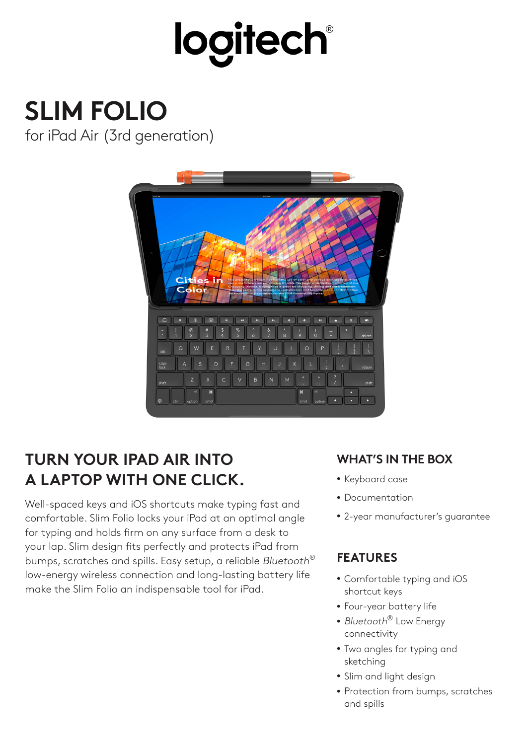logitech®

# SLIM FOLIO

for iPad Air (3rd generation)

## TURN YOUR IPAD AIR INTO A LAPTOP WITH ONE CLICK.

Well-spaced keys and iOS shortcuts make typing fast and comfortable. Slim Folio locks your iPad at an optimal angle for typing and holds firm on any surface from a desk to your lap. Slim design fits perfectly and protects iPad from bumps, scratches and spills. Easy setup, a reliable *Bluetooth*® low-energy wireless connection and long-lasting battery life make the Slim Folio an indispensable tool for iPad.

## WHAT'S IN THE BOX

- Keyboard case
- Documentation
- 2-year manufacturer's guarantee

## FEATURES

- Comfortable typing and iOS shortcut keys
- Four-year battery life
- *Bluetooth*® Low Energy connectivity
- Two angles for typing and sketching
- Slim and light design
- Protection from bumps, scratches and spills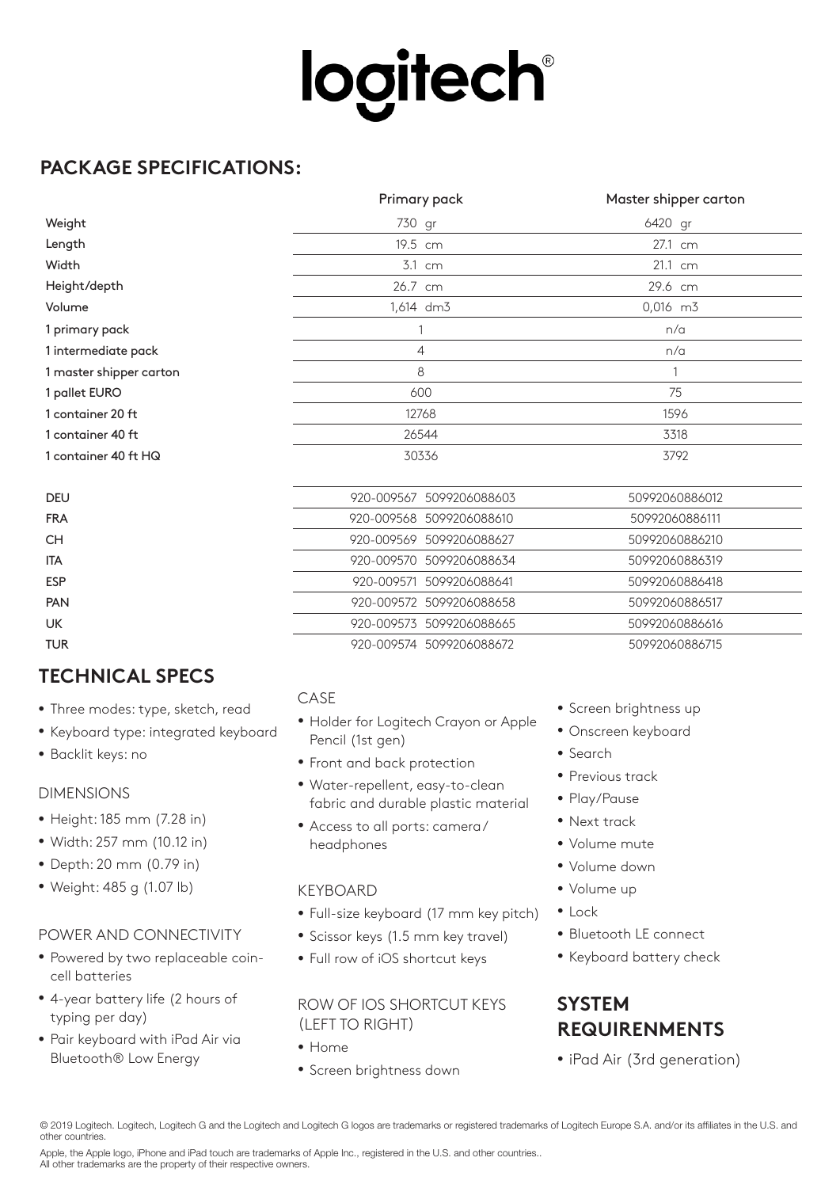# logitech®

## PACKAGE SPECIFICATIONS:

| | Primary pack | Master shipper carton |
|---|---|---|
| Weight | 730 gr | 6420 gr |
| Length | 19.5 cm | 27.1 cm |
| Width | 3.1 cm | 21.1 cm |
| Height/depth | 26.7 cm | 29.6 cm |
| Volume | 1,614 dm3 | 0,016 m3 |
| 1 primary pack | 1 | n/a |
| 1 intermediate pack | 4 | n/a |
| 1 master shipper carton | 8 | 1 |
| 1 pallet EURO | 600 | 75 |
| 1 container 20 ft | 12768 | 1596 |
| 1 container 40 ft | 26544 | 3318 |
| 1 container 40 ft HQ | 30336 | 3792 |

| | | |
|---|---|---|
| DEU | 920-009567 5099206088603 | 50992060886012 |
| FRA | 920-009568 5099206088610 | 50992060886111 |
| CH | 920-009569 5099206088627 | 50992060886210 |
| ITA | 920-009570 5099206088634 | 50992060886319 |
| ESP | 920-009571 5099206088641 | 50992060886418 |
| PAN | 920-009572 5099206088658 | 50992060886517 |
| UK | 920-009573 5099206088665 | 50992060886616 |
| TUR | 920-009574 5099206088672 | 50992060886715 |

## TECHNICAL SPECS

- Three modes: type, sketch, read
- Keyboard type: integrated keyboard
- Backlit keys: no

### DIMENSIONS

- Height: 185 mm (7.28 in)
- Width: 257 mm (10.12 in)
- Depth: 20 mm (0.79 in)
- Weight: 485 g (1.07 lb)

### POWER AND CONNECTIVITY

- Powered by two replaceable coin-cell batteries
- 4-year battery life (2 hours of typing per day)
- Pair keyboard with iPad Air via Bluetooth® Low Energy

### CASE

- Holder for Logitech Crayon or Apple Pencil (1st gen)
- Front and back protection
- Water-repellent, easy-to-clean fabric and durable plastic material
- Access to all ports: camera/ headphones

### KEYBOARD

- Full-size keyboard (17 mm key pitch)
- Scissor keys (1.5 mm key travel)
- Full row of iOS shortcut keys

### ROW OF IOS SHORTCUT KEYS (LEFT TO RIGHT)

- Home
- Screen brightness down
- Screen brightness up
- Onscreen keyboard
- Search
- Previous track
- Play/Pause
- Next track
- Volume mute
- Volume down
- Volume up
- Lock
- Bluetooth LE connect
- Keyboard battery check

## SYSTEM REQUIRENMENTS

- iPad Air (3rd generation)

© 2019 Logitech. Logitech, Logitech G and the Logitech and Logitech G logos are trademarks or registered trademarks of Logitech Europe S.A. and/or its affiliates in the U.S. and other countries.

Apple, the Apple logo, iPhone and iPad touch are trademarks of Apple Inc., registered in the U.S. and other countries..
All other trademarks are the property of their respective owners.